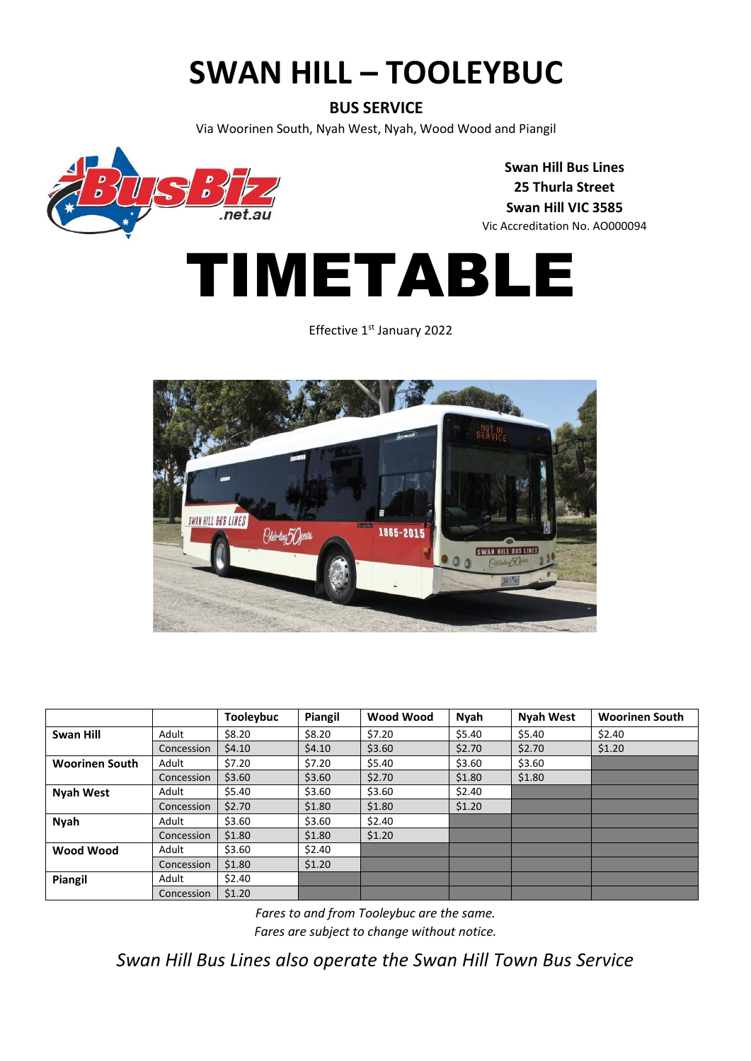# SWAN HILL – TOOLEYBUC

## BUS SERVICE

Via Woorinen South, Nyah West, Nyah, Wood Wood and Piangil

**Swan Hill Bus Lines**
**25 Thurla Street**
**Swan Hill VIC 3585**
Vic Accreditation No. AO000094

# TIMETABLE

Effective 1st January 2022

| | | Tooleybuc | Piangil | Wood Wood | Nyah | Nyah West | Woorinen South |
|---|---|---|---|---|---|---|---|
| **Swan Hill** | Adult | $8.20 | $8.20 | $7.20 | $5.40 | $5.40 | $2.40 |
| | Concession | $4.10 | $4.10 | $3.60 | $2.70 | $2.70 | $1.20 |
| **Woorinen South** | Adult | $7.20 | $7.20 | $5.40 | $3.60 | $3.60 | |
| | Concession | $3.60 | $3.60 | $2.70 | $1.80 | $1.80 | |
| **Nyah West** | Adult | $5.40 | $3.60 | $3.60 | $2.40 | | |
| | Concession | $2.70 | $1.80 | $1.80 | $1.20 | | |
| **Nyah** | Adult | $3.60 | $3.60 | $2.40 | | | |
| | Concession | $1.80 | $1.80 | $1.20 | | | |
| **Wood Wood** | Adult | $3.60 | $2.40 | | | | |
| | Concession | $1.80 | $1.20 | | | | |
| **Piangil** | Adult | $2.40 | | | | | |
| | Concession | $1.20 | | | | | |

*Fares to and from Tooleybuc are the same.*
*Fares are subject to change without notice.*

*Swan Hill Bus Lines also operate the Swan Hill Town Bus Service*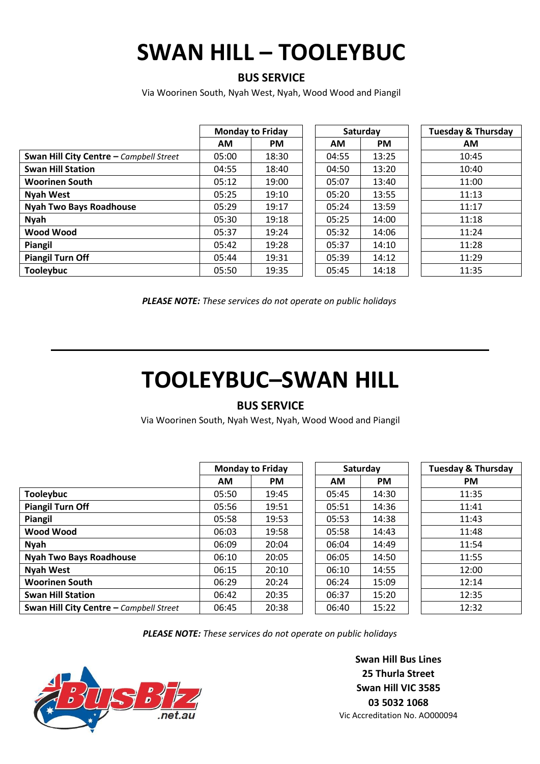# SWAN HILL – TOOLEYBUC

## BUS SERVICE

Via Woorinen South, Nyah West, Nyah, Wood Wood and Piangil

| | Monday to Friday | | Saturday | | Tuesday & Thursday |
|---|---|---|---|---|---|
| | AM | PM | AM | PM | AM |
| **Swan Hill City Centre** – *Campbell Street* | 05:00 | 18:30 | 04:55 | 13:25 | 10:45 |
| **Swan Hill Station** | 04:55 | 18:40 | 04:50 | 13:20 | 10:40 |
| **Woorinen South** | 05:12 | 19:00 | 05:07 | 13:40 | 11:00 |
| **Nyah West** | 05:25 | 19:10 | 05:20 | 13:55 | 11:13 |
| **Nyah Two Bays Roadhouse** | 05:29 | 19:17 | 05:24 | 13:59 | 11:17 |
| **Nyah** | 05:30 | 19:18 | 05:25 | 14:00 | 11:18 |
| **Wood Wood** | 05:37 | 19:24 | 05:32 | 14:06 | 11:24 |
| **Piangil** | 05:42 | 19:28 | 05:37 | 14:10 | 11:28 |
| **Piangil Turn Off** | 05:44 | 19:31 | 05:39 | 14:12 | 11:29 |
| **Tooleybuc** | 05:50 | 19:35 | 05:45 | 14:18 | 11:35 |

***PLEASE NOTE:*** *These services do not operate on public holidays*

---

# TOOLEYBUC–SWAN HILL

## BUS SERVICE

Via Woorinen South, Nyah West, Nyah, Wood Wood and Piangil

| | Monday to Friday | | Saturday | | Tuesday & Thursday |
|---|---|---|---|---|---|
| | AM | PM | AM | PM | PM |
| **Tooleybuc** | 05:50 | 19:45 | 05:45 | 14:30 | 11:35 |
| **Piangil Turn Off** | 05:56 | 19:51 | 05:51 | 14:36 | 11:41 |
| **Piangil** | 05:58 | 19:53 | 05:53 | 14:38 | 11:43 |
| **Wood Wood** | 06:03 | 19:58 | 05:58 | 14:43 | 11:48 |
| **Nyah** | 06:09 | 20:04 | 06:04 | 14:49 | 11:54 |
| **Nyah Two Bays Roadhouse** | 06:10 | 20:05 | 06:05 | 14:50 | 11:55 |
| **Nyah West** | 06:15 | 20:10 | 06:10 | 14:55 | 12:00 |
| **Woorinen South** | 06:29 | 20:24 | 06:24 | 15:09 | 12:14 |
| **Swan Hill Station** | 06:42 | 20:35 | 06:37 | 15:20 | 12:35 |
| **Swan Hill City Centre** – *Campbell Street* | 06:45 | 20:38 | 06:40 | 15:22 | 12:32 |

***PLEASE NOTE:*** *These services do not operate on public holidays*

**Swan Hill Bus Lines**
**25 Thurla Street**
**Swan Hill VIC 3585**
**03 5032 1068**
Vic Accreditation No. AO000094